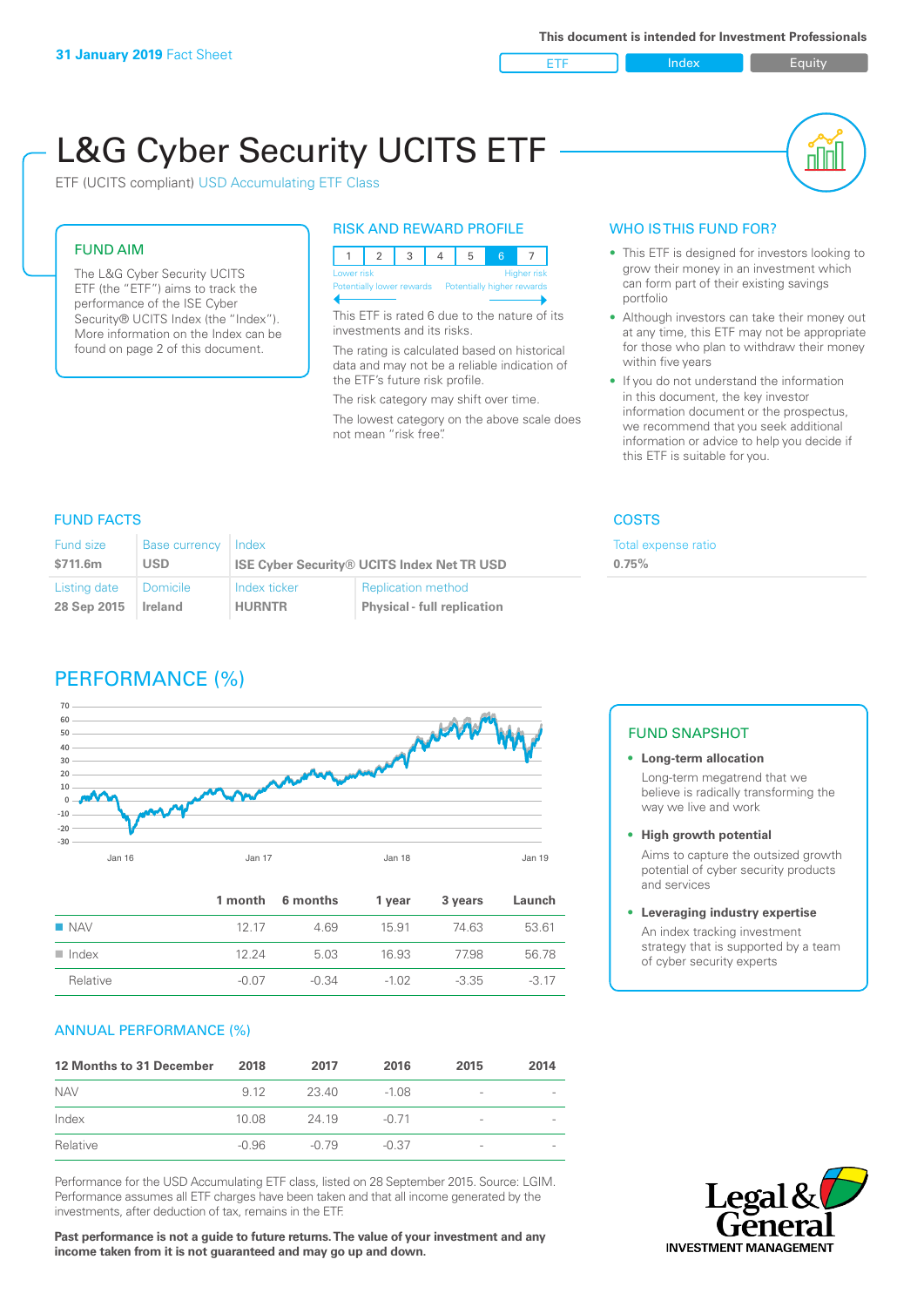**31 January 2019** Fact Sheet

**This document is intended for Investment Professionals**

ETF | Index | Equity

# L&G Cyber Security UCITS ETF

ETF (UCITS compliant) USD Accumulating ETF Class

## FUND AIM

The L&G Cyber Security UCITS ETF (the "ETF") aims to track the performance of the ISE Cyber Security® UCITS Index (the "Index"). More information on the Index can be found on page 2 of this document.

## RISK AND REWARD PROFILE

| 1 | 2 | 3 | 4 | 5 | 6 | 7 |
|---|---|---|---|---|---|---|

Lower risk — Higher risk

Potentially lower rewards — Potentially higher rewards

This ETF is rated 6 due to the nature of its investments and its risks.

The rating is calculated based on historical data and may not be a reliable indication of the ETF's future risk profile.

The risk category may shift over time.

The lowest category on the above scale does not mean "risk free".

## WHO IS THIS FUND FOR?

- This ETF is designed for investors looking to grow their money in an investment which can form part of their existing savings portfolio
- Although investors can take their money out at any time, this ETF may not be appropriate for those who plan to withdraw their money within five years
- If you do not understand the information in this document, the key investor information document or the prospectus, we recommend that you seek additional information or advice to help you decide if this ETF is suitable for you.

## FUND FACTS

| Fund size | Base currency | Index | |
|---|---|---|---|
| $711.6m | USD | ISE Cyber Security® UCITS Index Net TR USD | |
| **Listing date** | **Domicile** | **Index ticker** | **Replication method** |
| 28 Sep 2015 | Ireland | HURNTR | Physical - full replication |

## COSTS

| Total expense ratio |
|---|
| 0.75% |

## PERFORMANCE (%)

| | 1 month | 6 months | 1 year | 3 years | Launch |
|---|---|---|---|---|---|
| NAV | 12.17 | 4.69 | 15.91 | 74.63 | 53.61 |
| Index | 12.24 | 5.03 | 16.93 | 77.98 | 56.78 |
| Relative | -0.07 | -0.34 | -1.02 | -3.35 | -3.17 |

## FUND SNAPSHOT

- **Long-term allocation**
  Long-term megatrend that we believe is radically transforming the way we live and work
- **High growth potential**
  Aims to capture the outsized growth potential of cyber security products and services
- **Leveraging industry expertise**
  An index tracking investment strategy that is supported by a team of cyber security experts

## ANNUAL PERFORMANCE (%)

| 12 Months to 31 December | 2018 | 2017 | 2016 | 2015 | 2014 |
|---|---|---|---|---|---|
| NAV | 9.12 | 23.40 | -1.08 | - | - |
| Index | 10.08 | 24.19 | -0.71 | - | - |
| Relative | -0.96 | -0.79 | -0.37 | - | - |

Performance for the USD Accumulating ETF class, listed on 28 September 2015. Source: LGIM. Performance assumes all ETF charges have been taken and that all income generated by the investments, after deduction of tax, remains in the ETF.

**Past performance is not a guide to future returns. The value of your investment and any income taken from it is not guaranteed and may go up and down.**

Legal & General INVESTMENT MANAGEMENT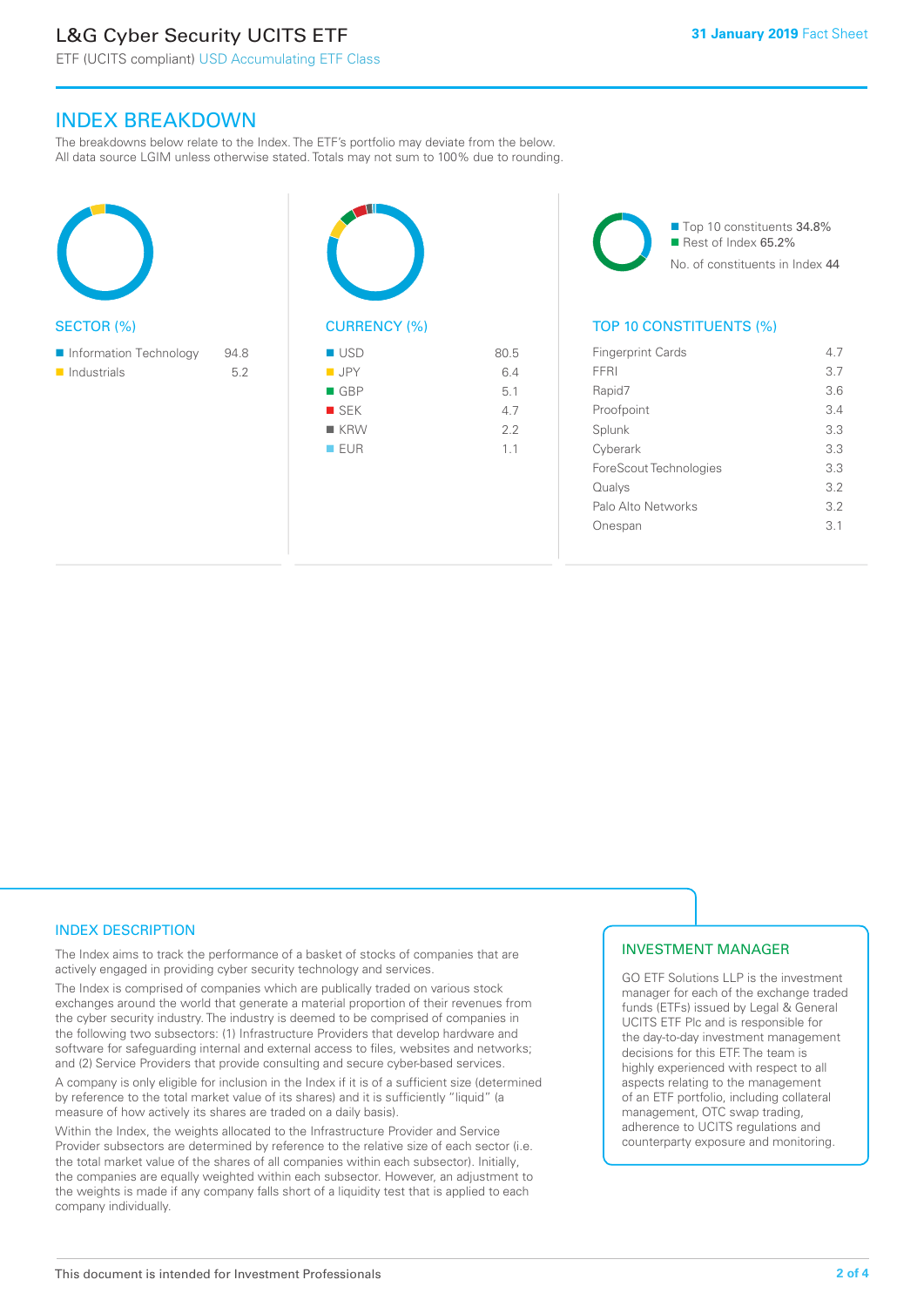# INDEX BREAKDOWN

The breakdowns below relate to the Index. The ETF's portfolio may deviate from the below. All data source LGIM unless otherwise stated. Totals may not sum to 100% due to rounding.

## SECTOR (%)

| Sector | % |
|---|---|
| Information Technology | 94.8 |
| Industrials | 5.2 |

## CURRENCY (%)

| Currency | % |
|---|---|
| USD | 80.5 |
| JPY | 6.4 |
| GBP | 5.1 |
| SEK | 4.7 |
| KRW | 2.2 |
| EUR | 1.1 |

Top 10 constituents 34.8%
Rest of Index 65.2%
No. of constituents in Index 44

## TOP 10 CONSTITUENTS (%)

| Constituent | % |
|---|---|
| Fingerprint Cards | 4.7 |
| FFRI | 3.7 |
| Rapid7 | 3.6 |
| Proofpoint | 3.4 |
| Splunk | 3.3 |
| Cyberark | 3.3 |
| ForeScout Technologies | 3.3 |
| Qualys | 3.2 |
| Palo Alto Networks | 3.2 |
| Onespan | 3.1 |

## INDEX DESCRIPTION

The Index aims to track the performance of a basket of stocks of companies that are actively engaged in providing cyber security technology and services.

The Index is comprised of companies which are publically traded on various stock exchanges around the world that generate a material proportion of their revenues from the cyber security industry. The industry is deemed to be comprised of companies in the following two subsectors: (1) Infrastructure Providers that develop hardware and software for safeguarding internal and external access to files, websites and networks; and (2) Service Providers that provide consulting and secure cyber-based services.

A company is only eligible for inclusion in the Index if it is of a sufficient size (determined by reference to the total market value of its shares) and it is sufficiently "liquid" (a measure of how actively its shares are traded on a daily basis).

Within the Index, the weights allocated to the Infrastructure Provider and Service Provider subsectors are determined by reference to the relative size of each sector (i.e. the total market value of the shares of all companies within each subsector). Initially, the companies are equally weighted within each subsector. However, an adjustment to the weights is made if any company falls short of a liquidity test that is applied to each company individually.

## INVESTMENT MANAGER

GO ETF Solutions LLP is the investment manager for each of the exchange traded funds (ETFs) issued by Legal & General UCITS ETF Plc and is responsible for the day-to-day investment management decisions for this ETF. The team is highly experienced with respect to all aspects relating to the management of an ETF portfolio, including collateral management, OTC swap trading, adherence to UCITS regulations and counterparty exposure and monitoring.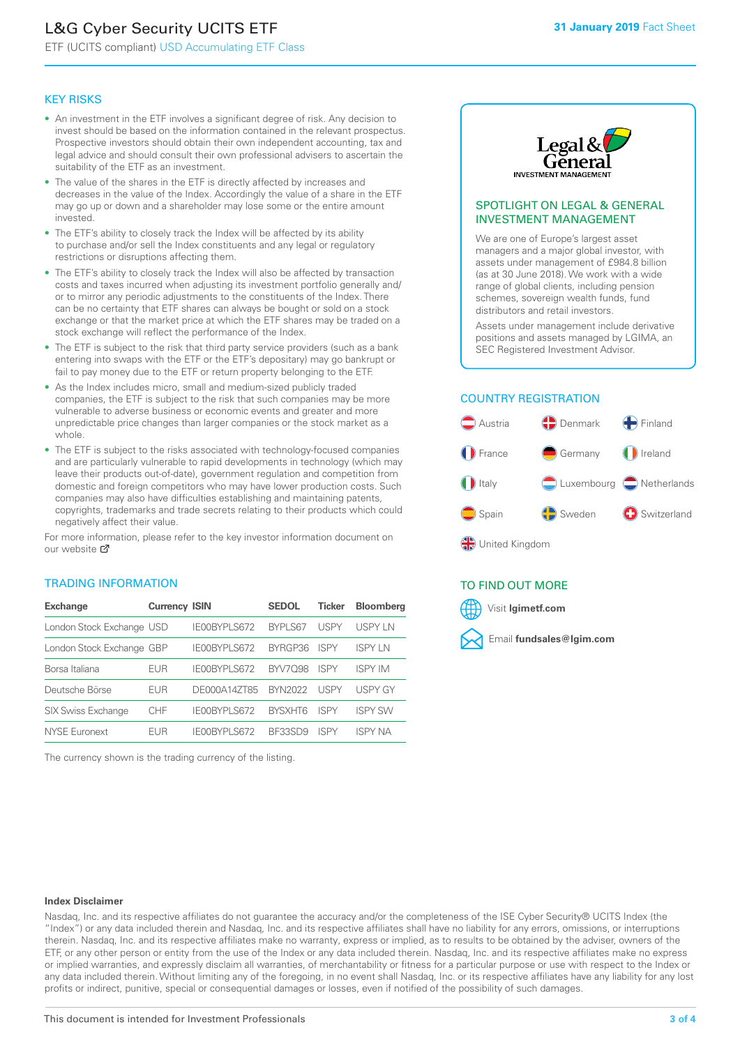# L&G Cyber Security UCITS ETF

ETF (UCITS compliant) USD Accumulating ETF Class

**31 January 2019** Fact Sheet

## KEY RISKS

- An investment in the ETF involves a significant degree of risk. Any decision to invest should be based on the information contained in the relevant prospectus. Prospective investors should obtain their own independent accounting, tax and legal advice and should consult their own professional advisers to ascertain the suitability of the ETF as an investment.
- The value of the shares in the ETF is directly affected by increases and decreases in the value of the Index. Accordingly the value of a share in the ETF may go up or down and a shareholder may lose some or the entire amount invested.
- The ETF's ability to closely track the Index will be affected by its ability to purchase and/or sell the Index constituents and any legal or regulatory restrictions or disruptions affecting them.
- The ETF's ability to closely track the Index will also be affected by transaction costs and taxes incurred when adjusting its investment portfolio generally and/or to mirror any periodic adjustments to the constituents of the Index. There can be no certainty that ETF shares can always be bought or sold on a stock exchange or that the market price at which the ETF shares may be traded on a stock exchange will reflect the performance of the Index.
- The ETF is subject to the risk that third party service providers (such as a bank entering into swaps with the ETF or the ETF's depositary) may go bankrupt or fail to pay money due to the ETF or return property belonging to the ETF.
- As the Index includes micro, small and medium-sized publicly traded companies, the ETF is subject to the risk that such companies may be more vulnerable to adverse business or economic events and greater and more unpredictable price changes than larger companies or the stock market as a whole.
- The ETF is subject to the risks associated with technology-focused companies and are particularly vulnerable to rapid developments in technology (which may leave their products out-of-date), government regulation and competition from domestic and foreign competitors who may have lower production costs. Such companies may also have difficulties establishing and maintaining patents, copyrights, trademarks and trade secrets relating to their products which could negatively affect their value.

For more information, please refer to the key investor information document on our website

## TRADING INFORMATION

| Exchange | Currency | ISIN | SEDOL | Ticker | Bloomberg |
|---|---|---|---|---|---|
| London Stock Exchange | USD | IE00BYPLS672 | BYPLS67 | USPY | USPY LN |
| London Stock Exchange | GBP | IE00BYPLS672 | BYRGP36 | ISPY | ISPY LN |
| Borsa Italiana | EUR | IE00BYPLS672 | BYV7Q98 | ISPY | ISPY IM |
| Deutsche Börse | EUR | DE000A14ZT85 | BYN2022 | USPY | USPY GY |
| SIX Swiss Exchange | CHF | IE00BYPLS672 | BYSXHT6 | ISPY | ISPY SW |
| NYSE Euronext | EUR | IE00BYPLS672 | BF33SD9 | ISPY | ISPY NA |

The currency shown is the trading currency of the listing.

## SPOTLIGHT ON LEGAL & GENERAL INVESTMENT MANAGEMENT

We are one of Europe's largest asset managers and a major global investor, with assets under management of £984.8 billion (as at 30 June 2018). We work with a wide range of global clients, including pension schemes, sovereign wealth funds, fund distributors and retail investors.

Assets under management include derivative positions and assets managed by LGIMA, an SEC Registered Investment Advisor.

## COUNTRY REGISTRATION

Austria, Denmark, Finland, France, Germany, Ireland, Italy, Luxembourg, Netherlands, Spain, Sweden, Switzerland, United Kingdom

## TO FIND OUT MORE

Visit **lgimetf.com**

Email **fundsales@lgim.com**

**Index Disclaimer**

Nasdaq, Inc. and its respective affiliates do not guarantee the accuracy and/or the completeness of the ISE Cyber Security® UCITS Index (the "Index") or any data included therein and Nasdaq, Inc. and its respective affiliates shall have no liability for any errors, omissions, or interruptions therein. Nasdaq, Inc. and its respective affiliates make no warranty, express or implied, as to results to be obtained by the adviser, owners of the ETF, or any other person or entity from the use of the Index or any data included therein. Nasdaq, Inc. and its respective affiliates make no express or implied warranties, and expressly disclaim all warranties, of merchantability or fitness for a particular purpose or use with respect to the Index or any data included therein. Without limiting any of the foregoing, in no event shall Nasdaq, Inc. or its respective affiliates have any liability for any lost profits or indirect, punitive, special or consequential damages or losses, even if notified of the possibility of such damages.

This document is intended for Investment Professionals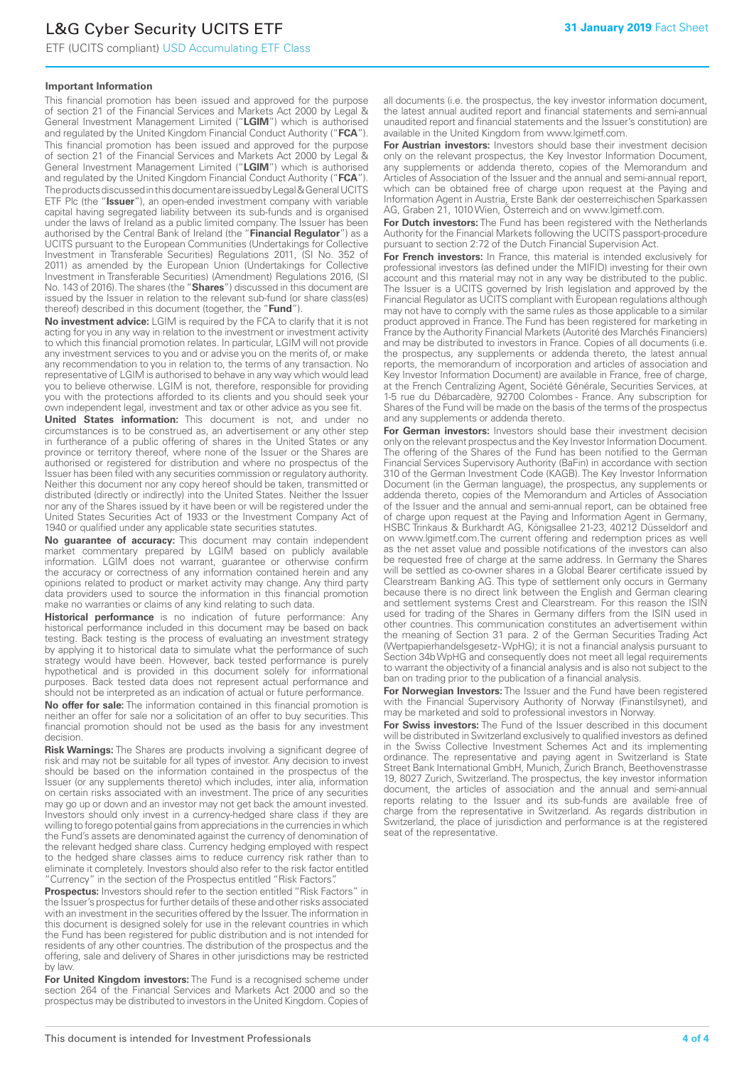### Important Information

This financial promotion has been issued and approved for the purpose of section 21 of the Financial Services and Markets Act 2000 by Legal & General Investment Management Limited ("**LGIM**") which is authorised and regulated by the United Kingdom Financial Conduct Authority ("**FCA**"). This financial promotion has been issued and approved for the purpose of section 21 of the Financial Services and Markets Act 2000 by Legal & General Investment Management Limited ("**LGIM**") which is authorised and regulated by the United Kingdom Financial Conduct Authority ("**FCA**"). The products discussed in this document are issued by Legal & General UCITS ETF Plc (the "**Issuer**"), an open-ended investment company with variable capital having segregated liability between its sub-funds and is organised under the laws of Ireland as a public limited company. The Issuer has been authorised by the Central Bank of Ireland (the "**Financial Regulator**") as a UCITS pursuant to the European Communities (Undertakings for Collective Investment in Transferable Securities) Regulations 2011, (SI No. 352 of 2011) as amended by the European Union (Undertakings for Collective Investment in Transferable Securities) (Amendment) Regulations 2016, (SI No. 143 of 2016). The shares (the "**Shares**") discussed in this document are issued by the Issuer in relation to the relevant sub-fund (or share class(es) thereof) described in this document (together, the "**Fund**").

**No investment advice:** LGIM is required by the FCA to clarify that it is not acting for you in any way in relation to the investment or investment activity to which this financial promotion relates. In particular, LGIM will not provide any investment services to you and or advise you on the merits of, or make any recommendation to you in relation to, the terms of any transaction. No representative of LGIM is authorised to behave in any way which would lead you to believe otherwise. LGIM is not, therefore, responsible for providing you with the protections afforded to its clients and you should seek your own independent legal, investment and tax or other advice as you see fit.

**United States information:** This document is not, and under no circumstances is to be construed as, an advertisement or any other step in furtherance of a public offering of shares in the United States or any province or territory thereof, where none of the Issuer or the Shares are authorised or registered for distribution and where no prospectus of the Issuer has been filed with any securities commission or regulatory authority. Neither this document nor any copy hereof should be taken, transmitted or distributed (directly or indirectly) into the United States. Neither the Issuer nor any of the Shares issued by it have been or will be registered under the United States Securities Act of 1933 or the Investment Company Act of 1940 or qualified under any applicable state securities statutes.

**No guarantee of accuracy:** This document may contain independent market commentary prepared by LGIM based on publicly available information. LGIM does not warrant, guarantee or otherwise confirm the accuracy or correctness of any information contained herein and any opinions related to product or market activity may change. Any third party data providers used to source the information in this financial promotion make no warranties or claims of any kind relating to such data.

**Historical performance** is no indication of future performance: Any historical performance included in this document may be based on back testing. Back testing is the process of evaluating an investment strategy by applying it to historical data to simulate what the performance of such strategy would have been. However, back tested performance is purely hypothetical and is provided in this document solely for informational purposes. Back tested data does not represent actual performance and should not be interpreted as an indication of actual or future performance.

**No offer for sale:** The information contained in this financial promotion is neither an offer for sale nor a solicitation of an offer to buy securities. This financial promotion should not be used as the basis for any investment decision.

**Risk Warnings:** The Shares are products involving a significant degree of risk and may not be suitable for all types of investor. Any decision to invest should be based on the information contained in the prospectus of the Issuer (or any supplements thereto) which includes, inter alia, information on certain risks associated with an investment. The price of any securities may go up or down and an investor may not get back the amount invested. Investors should only invest in a currency-hedged share class if they are willing to forego potential gains from appreciations in the currencies in which the Fund's assets are denominated against the currency of denomination of the relevant hedged share class. Currency hedging employed with respect to the hedged share classes aims to reduce currency risk rather than to eliminate it completely. Investors should also refer to the risk factor entitled "Currency" in the section of the Prospectus entitled "Risk Factors".

**Prospectus:** Investors should refer to the section entitled "Risk Factors" in the Issuer's prospectus for further details of these and other risks associated with an investment in the securities offered by the Issuer. The information in this document is designed solely for use in the relevant countries in which the Fund has been registered for public distribution and is not intended for residents of any other countries. The distribution of the prospectus and the offering, sale and delivery of Shares in other jurisdictions may be restricted by law.

**For United Kingdom investors:** The Fund is a recognised scheme under section 264 of the Financial Services and Markets Act 2000 and so the prospectus may be distributed to investors in the United Kingdom. Copies of all documents (i.e. the prospectus, the key investor information document, the latest annual audited report and financial statements and semi-annual unaudited report and financial statements and the Issuer's constitution) are available in the United Kingdom from www.lgimetf.com.

**For Austrian investors:** Investors should base their investment decision only on the relevant prospectus, the Key Investor Information Document, any supplements or addenda thereto, copies of the Memorandum and Articles of Association of the Issuer and the annual and semi-annual report, which can be obtained free of charge upon request at the Paying and Information Agent in Austria, Erste Bank der oesterreichischen Sparkassen AG, Graben 21, 1010 Wien, Österreich and on www.lgimetf.com.

**For Dutch investors:** The Fund has been registered with the Netherlands Authority for the Financial Markets following the UCITS passport-procedure pursuant to section 2:72 of the Dutch Financial Supervision Act.

**For French investors:** In France, this material is intended exclusively for professional investors (as defined under the MIFID) investing for their own account and this material may not in any way be distributed to the public. The Issuer is a UCITS governed by Irish legislation and approved by the Financial Regulator as UCITS compliant with European regulations although may not have to comply with the same rules as those applicable to a similar product approved in France. The Fund has been registered for marketing in France by the Authority Financial Markets (Autorité des Marchés Financiers) and may be distributed to investors in France. Copies of all documents (i.e. the prospectus, any supplements or addenda thereto, the latest annual reports, the memorandum of incorporation and articles of association and Key Investor Information Document) are available in France, free of charge, at the French Centralizing Agent, Société Générale, Securities Services, at 1-5 rue du Débarcadère, 92700 Colombes - France. Any subscription for Shares of the Fund will be made on the basis of the terms of the prospectus and any supplements or addenda thereto.

**For German investors:** Investors should base their investment decision only on the relevant prospectus and the Key Investor Information Document. The offering of the Shares of the Fund has been notified to the German Financial Services Supervisory Authority (BaFin) in accordance with section 310 of the German Investment Code (KAGB). The Key Investor Information Document (in the German language), the prospectus, any supplements or addenda thereto, copies of the Memorandum and Articles of Association of the Issuer and the annual and semi-annual report, can be obtained free of charge upon request at the Paying and Information Agent in Germany, HSBC Trinkaus & Burkhardt AG, Königsallee 21-23, 40212 Düsseldorf and on www.lgimetf.com.The current offering and redemption prices as well as the net asset value and possible notifications of the investors can also be requested free of charge at the same address. In Germany the Shares will be settled as co-owner shares in a Global Bearer certificate issued by Clearstream Banking AG. This type of settlement only occurs in Germany because there is no direct link between the English and German clearing and settlement systems Crest and Clearstream. For this reason the ISIN used for trading of the Shares in Germany differs from the ISIN used in other countries. This communication constitutes an advertisement within the meaning of Section 31 para. 2 of the German Securities Trading Act (Wertpapierhandelsgesetz - WpHG); it is not a financial analysis pursuant to Section 34b WpHG and consequently does not meet all legal requirements to warrant the objectivity of a financial analysis and is also not subject to the ban on trading prior to the publication of a financial analysis.

**For Norwegian Investors:** The Issuer and the Fund have been registered with the Financial Supervisory Authority of Norway (Finanstilsynet), and may be marketed and sold to professional investors in Norway.

**For Swiss investors:** The Fund of the Issuer described in this document will be distributed in Switzerland exclusively to qualified investors as defined in the Swiss Collective Investment Schemes Act and its implementing ordinance. The representative and paying agent in Switzerland is State Street Bank International GmbH, Munich, Zurich Branch, Beethovenstrasse 19, 8027 Zurich, Switzerland. The prospectus, the key investor information document, the articles of association and the annual and semi-annual reports relating to the Issuer and its sub-funds are available free of charge from the representative in Switzerland. As regards distribution in Switzerland, the place of jurisdiction and performance is at the registered seat of the representative.